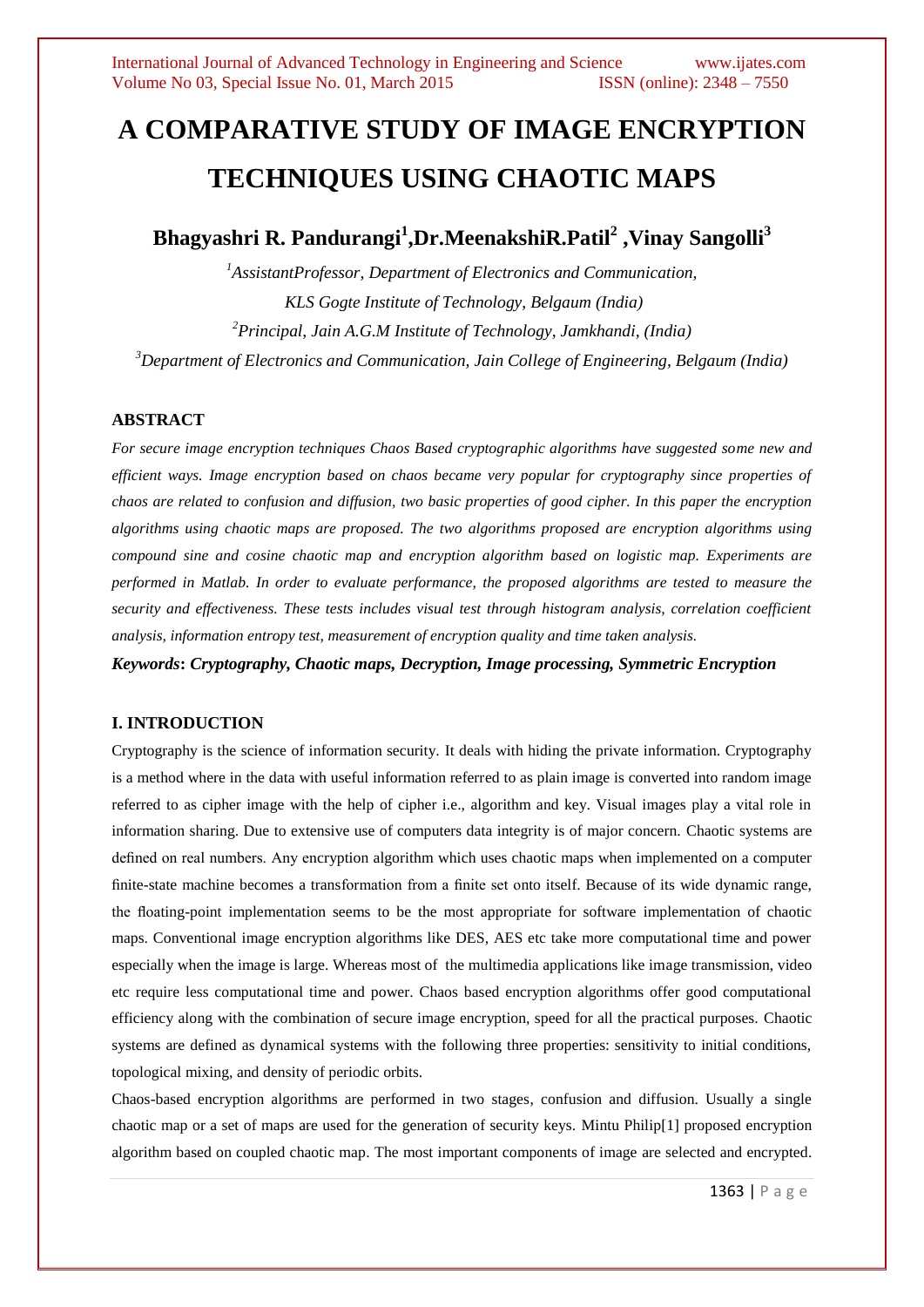# A COMPARATIVE STUDY OF IMAGE ENCRYPTION TECHNIQUES USING CHAOTIC MAPS

**Bhagyashri R. Pandurangi[1],Dr.MeenakshiR.Patil[2] ,Vinay Sangolli[3]**

[1]*AssistantProfessor, Department of Electronics and Communication,*
*KLS Gogte Institute of Technology, Belgaum (India)*
[2]*Principal, Jain A.G.M Institute of Technology, Jamkhandi, (India)*
[3]*Department of Electronics and Communication, Jain College of Engineering, Belgaum (India)*

## ABSTRACT

*For secure image encryption techniques Chaos Based cryptographic algorithms have suggested some new and efficient ways. Image encryption based on chaos became very popular for cryptography since properties of chaos are related to confusion and diffusion, two basic properties of good cipher. In this paper the encryption algorithms using chaotic maps are proposed. The two algorithms proposed are encryption algorithms using compound sine and cosine chaotic map and encryption algorithm based on logistic map. Experiments are performed in Matlab. In order to evaluate performance, the proposed algorithms are tested to measure the security and effectiveness. These tests includes visual test through histogram analysis, correlation coefficient analysis, information entropy test, measurement of encryption quality and time taken analysis.*

***Keywords*: *Cryptography, Chaotic maps, Decryption, Image processing, Symmetric Encryption***

## I. INTRODUCTION

Cryptography is the science of information security. It deals with hiding the private information. Cryptography is a method where in the data with useful information referred to as plain image is converted into random image referred to as cipher image with the help of cipher i.e., algorithm and key. Visual images play a vital role in information sharing. Due to extensive use of computers data integrity is of major concern. Chaotic systems are defined on real numbers. Any encryption algorithm which uses chaotic maps when implemented on a computer finite-state machine becomes a transformation from a finite set onto itself. Because of its wide dynamic range, the floating-point implementation seems to be the most appropriate for software implementation of chaotic maps. Conventional image encryption algorithms like DES, AES etc take more computational time and power especially when the image is large. Whereas most of the multimedia applications like image transmission, video etc require less computational time and power. Chaos based encryption algorithms offer good computational efficiency along with the combination of secure image encryption, speed for all the practical purposes. Chaotic systems are defined as dynamical systems with the following three properties: sensitivity to initial conditions, topological mixing, and density of periodic orbits.

Chaos-based encryption algorithms are performed in two stages, confusion and diffusion. Usually a single chaotic map or a set of maps are used for the generation of security keys. Mintu Philip[1] proposed encryption algorithm based on coupled chaotic map. The most important components of image are selected and encrypted.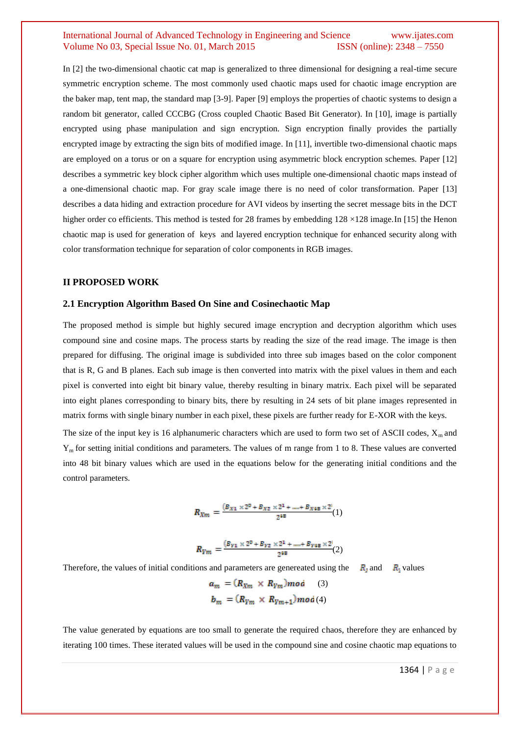In [2] the two-dimensional chaotic cat map is generalized to three dimensional for designing a real-time secure symmetric encryption scheme. The most commonly used chaotic maps used for chaotic image encryption are the baker map, tent map, the standard map [3-9]. Paper [9] employs the properties of chaotic systems to design a random bit generator, called CCCBG (Cross coupled Chaotic Based Bit Generator). In [10], image is partially encrypted using phase manipulation and sign encryption. Sign encryption finally provides the partially encrypted image by extracting the sign bits of modified image. In [11], invertible two-dimensional chaotic maps are employed on a torus or on a square for encryption using asymmetric block encryption schemes. Paper [12] describes a symmetric key block cipher algorithm which uses multiple one-dimensional chaotic maps instead of a one-dimensional chaotic map. For gray scale image there is no need of color transformation. Paper [13] describes a data hiding and extraction procedure for AVI videos by inserting the secret message bits in the DCT higher order co efficients. This method is tested for 28 frames by embedding 128 ×128 image.In [15] the Henon chaotic map is used for generation of keys and layered encryption technique for enhanced security along with color transformation technique for separation of color components in RGB images.

## II PROPOSED WORK

### 2.1 Encryption Algorithm Based On Sine and Cosinechaotic Map

The proposed method is simple but highly secured image encryption and decryption algorithm which uses compound sine and cosine maps. The process starts by reading the size of the read image. The image is then prepared for diffusing. The original image is subdivided into three sub images based on the color component that is R, G and B planes. Each sub image is then converted into matrix with the pixel values in them and each pixel is converted into eight bit binary value, thereby resulting in binary matrix. Each pixel will be separated into eight planes corresponding to binary bits, there by resulting in 24 sets of bit plane images represented in matrix forms with single binary number in each pixel, these pixels are further ready for E-XOR with the keys.

The size of the input key is 16 alphanumeric characters which are used to form two set of ASCII codes, $X_m$ and $Y_m$ for setting initial conditions and parameters. The values of m range from 1 to 8. These values are converted into 48 bit binary values which are used in the equations below for the generating initial conditions and the control parameters.

$$R_{Xm} = \frac{(B_{X1} \times 2^0 + B_{X2} \times 2^1 + \dots + B_{X48} \times 2^i}{2^{48}} \quad (1)$$

$$R_{Ym} = \frac{(B_{Y1} \times 2^0 + B_{Y2} \times 2^1 + \dots + B_{Y48} \times 2^i}{2^{48}} \quad (2)$$

Therefore, the values of initial conditions and parameters are genereated using the $R_j$ and $R_i$ values

$$a_m = (R_{Xm} \times R_{Ym})mod \quad (3)$$

$$b_m = (R_{Ym} \times R_{Ym+1})mod \quad (4)$$

The value generated by equations are too small to generate the required chaos, therefore they are enhanced by iterating 100 times. These iterated values will be used in the compound sine and cosine chaotic map equations to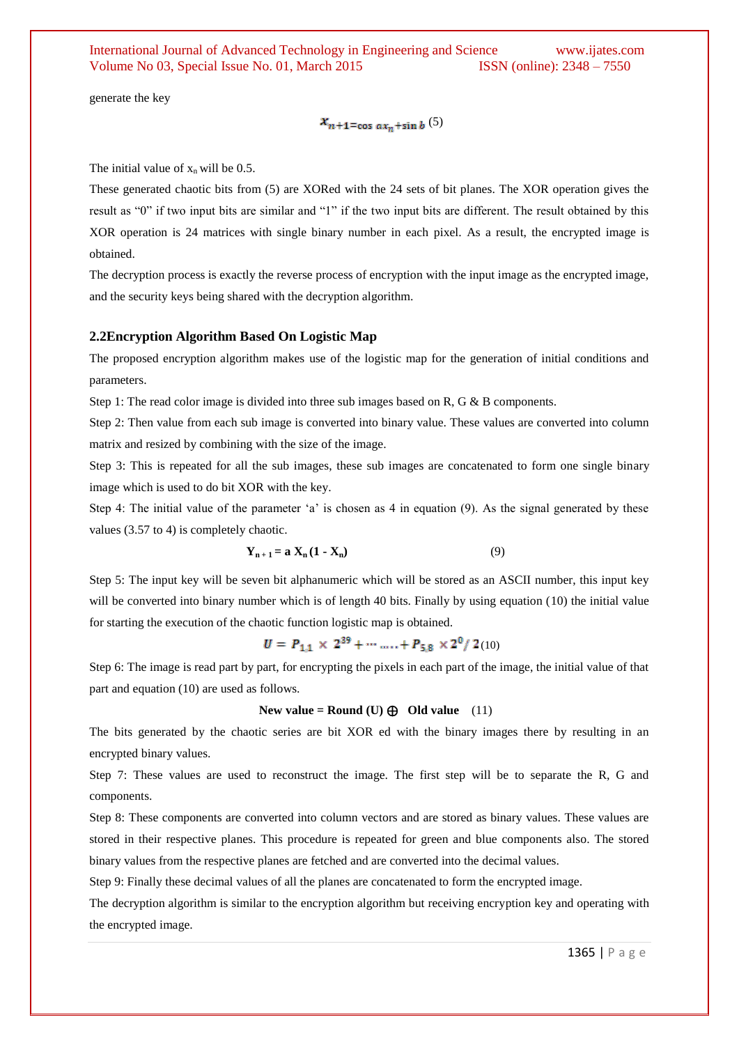generate the key

$$x_{n+1} = \cos a x_n + \sin b \quad (5)$$

The initial value of $x_n$ will be 0.5.

These generated chaotic bits from (5) are XORed with the 24 sets of bit planes. The XOR operation gives the result as "0" if two input bits are similar and "1" if the two input bits are different. The result obtained by this XOR operation is 24 matrices with single binary number in each pixel. As a result, the encrypted image is obtained.

The decryption process is exactly the reverse process of encryption with the input image as the encrypted image, and the security keys being shared with the decryption algorithm.

### 2.2Encryption Algorithm Based On Logistic Map

The proposed encryption algorithm makes use of the logistic map for the generation of initial conditions and parameters.

Step 1: The read color image is divided into three sub images based on R, G & B components.

Step 2: Then value from each sub image is converted into binary value. These values are converted into column matrix and resized by combining with the size of the image.

Step 3: This is repeated for all the sub images, these sub images are concatenated to form one single binary image which is used to do bit XOR with the key.

Step 4: The initial value of the parameter 'a' is chosen as 4 in equation (9). As the signal generated by these values (3.57 to 4) is completely chaotic.

$$\mathbf{Y_{n+1} = a\, X_n (1 - X_n)} \quad (9)$$

Step 5: The input key will be seven bit alphanumeric which will be stored as an ASCII number, this input key will be converted into binary number which is of length 40 bits. Finally by using equation (10) the initial value for starting the execution of the chaotic function logistic map is obtained.

$$U = P_{1,1} \times 2^{39} + \cdots \ldots + P_{5,8} \times 2^{0} / 2 \quad (10)$$

Step 6: The image is read part by part, for encrypting the pixels in each part of the image, the initial value of that part and equation (10) are used as follows.

$$\textbf{New value = Round (U)} \oplus \textbf{Old value} \quad (11)$$

The bits generated by the chaotic series are bit XOR ed with the binary images there by resulting in an encrypted binary values.

Step 7: These values are used to reconstruct the image. The first step will be to separate the R, G and components.

Step 8: These components are converted into column vectors and are stored as binary values. These values are stored in their respective planes. This procedure is repeated for green and blue components also. The stored binary values from the respective planes are fetched and are converted into the decimal values.

Step 9: Finally these decimal values of all the planes are concatenated to form the encrypted image.

The decryption algorithm is similar to the encryption algorithm but receiving encryption key and operating with the encrypted image.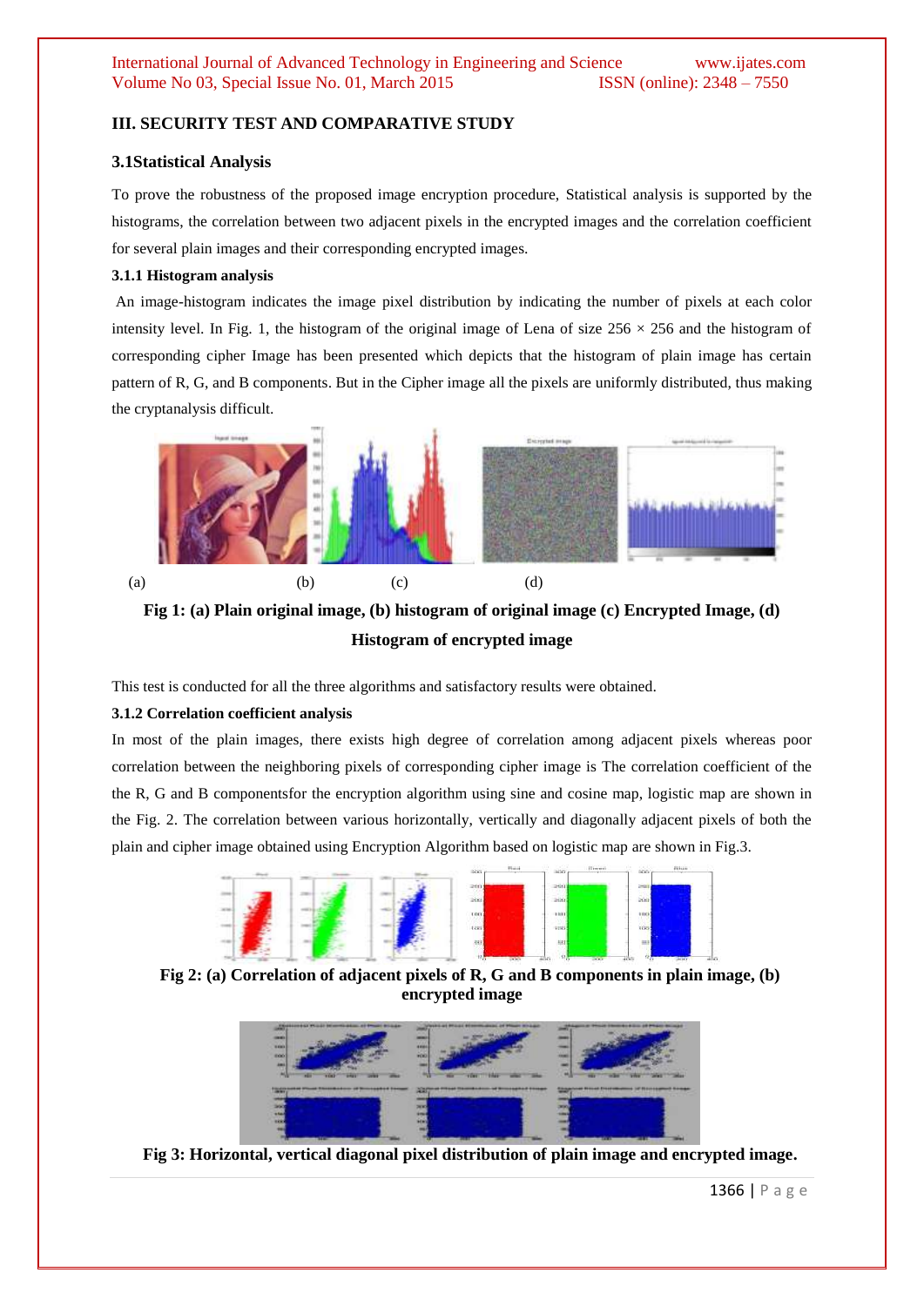## III. SECURITY TEST AND COMPARATIVE STUDY

### 3.1Statistical Analysis

To prove the robustness of the proposed image encryption procedure, Statistical analysis is supported by the histograms, the correlation between two adjacent pixels in the encrypted images and the correlation coefficient for several plain images and their corresponding encrypted images.

#### 3.1.1 Histogram analysis

An image-histogram indicates the image pixel distribution by indicating the number of pixels at each color intensity level. In Fig. 1, the histogram of the original image of Lena of size $256 \times 256$ and the histogram of corresponding cipher Image has been presented which depicts that the histogram of plain image has certain pattern of R, G, and B components. But in the Cipher image all the pixels are uniformly distributed, thus making the cryptanalysis difficult.

(a) (b) (c) (d)

**Fig 1: (a) Plain original image, (b) histogram of original image (c) Encrypted Image, (d) Histogram of encrypted image**

This test is conducted for all the three algorithms and satisfactory results were obtained.

#### 3.1.2 Correlation coefficient analysis

In most of the plain images, there exists high degree of correlation among adjacent pixels whereas poor correlation between the neighboring pixels of corresponding cipher image is The correlation coefficient of the the R, G and B componentsfor the encryption algorithm using sine and cosine map, logistic map are shown in the Fig. 2. The correlation between various horizontally, vertically and diagonally adjacent pixels of both the plain and cipher image obtained using Encryption Algorithm based on logistic map are shown in Fig.3.

**Fig 2: (a) Correlation of adjacent pixels of R, G and B components in plain image, (b) encrypted image**

**Fig 3: Horizontal, vertical diagonal pixel distribution of plain image and encrypted image.**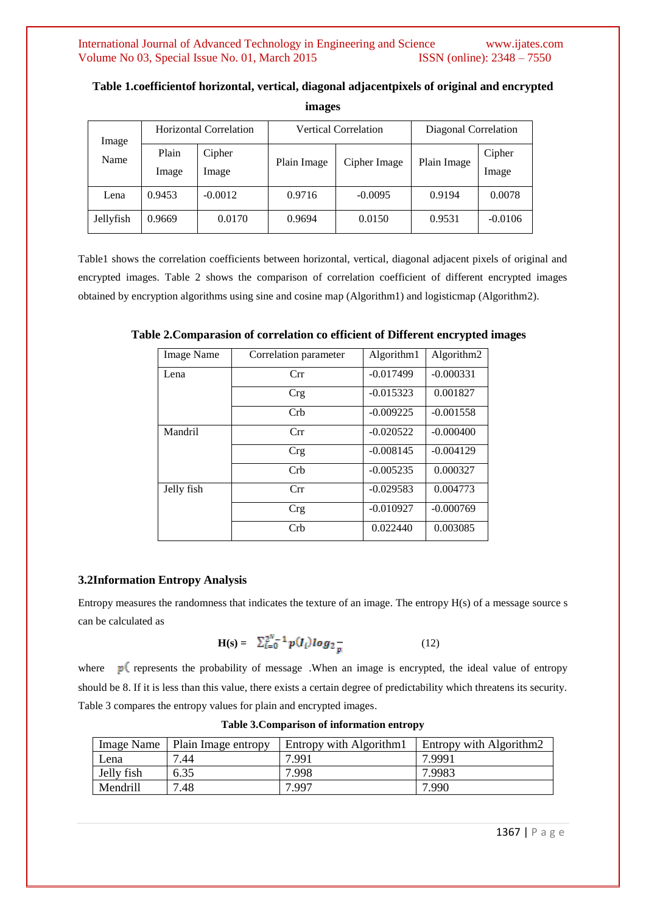**Table 1.coefficientof horizontal, vertical, diagonal adjacentpixels of original and encrypted images**

| Image Name | Horizontal Correlation | | Vertical Correlation | | Diagonal Correlation | |
|---|---|---|---|---|---|---|
| | Plain Image | Cipher Image | Plain Image | Cipher Image | Plain Image | Cipher Image |
| Lena | 0.9453 | -0.0012 | 0.9716 | -0.0095 | 0.9194 | 0.0078 |
| Jellyfish | 0.9669 | 0.0170 | 0.9694 | 0.0150 | 0.9531 | -0.0106 |

Table1 shows the correlation coefficients between horizontal, vertical, diagonal adjacent pixels of original and encrypted images. Table 2 shows the comparison of correlation coefficient of different encrypted images obtained by encryption algorithms using sine and cosine map (Algorithm1) and logisticmap (Algorithm2).

**Table 2.Comparasion of correlation co efficient of Different encrypted images**

| Image Name | Correlation parameter | Algorithm1 | Algorithm2 |
|---|---|---|---|
| Lena | Crr | -0.017499 | -0.000331 |
| | Crg | -0.015323 | 0.001827 |
| | Crb | -0.009225 | -0.001558 |
| Mandril | Crr | -0.020522 | -0.000400 |
| | Crg | -0.008145 | -0.004129 |
| | Crb | -0.005235 | 0.000327 |
| Jelly fish | Crr | -0.029583 | 0.004773 |
| | Crg | -0.010927 | -0.000769 |
| | Crb | 0.022440 | 0.003085 |

### 3.2Information Entropy Analysis

Entropy measures the randomness that indicates the texture of an image. The entropy H(s) of a message source s can be calculated as

$$\mathbf{H(s)} = \sum_{i=0}^{2^N-1} p(I_i) \log_2 \frac{1}{p} \qquad (12)$$

where $p($ represents the probability of message .When an image is encrypted, the ideal value of entropy should be 8. If it is less than this value, there exists a certain degree of predictability which threatens its security. Table 3 compares the entropy values for plain and encrypted images.

**Table 3.Comparison of information entropy**

| Image Name | Plain Image entropy | Entropy with Algorithm1 | Entropy with Algorithm2 |
|---|---|---|---|
| Lena | 7.44 | 7.991 | 7.9991 |
| Jelly fish | 6.35 | 7.998 | 7.9983 |
| Mendrill | 7.48 | 7.997 | 7.990 |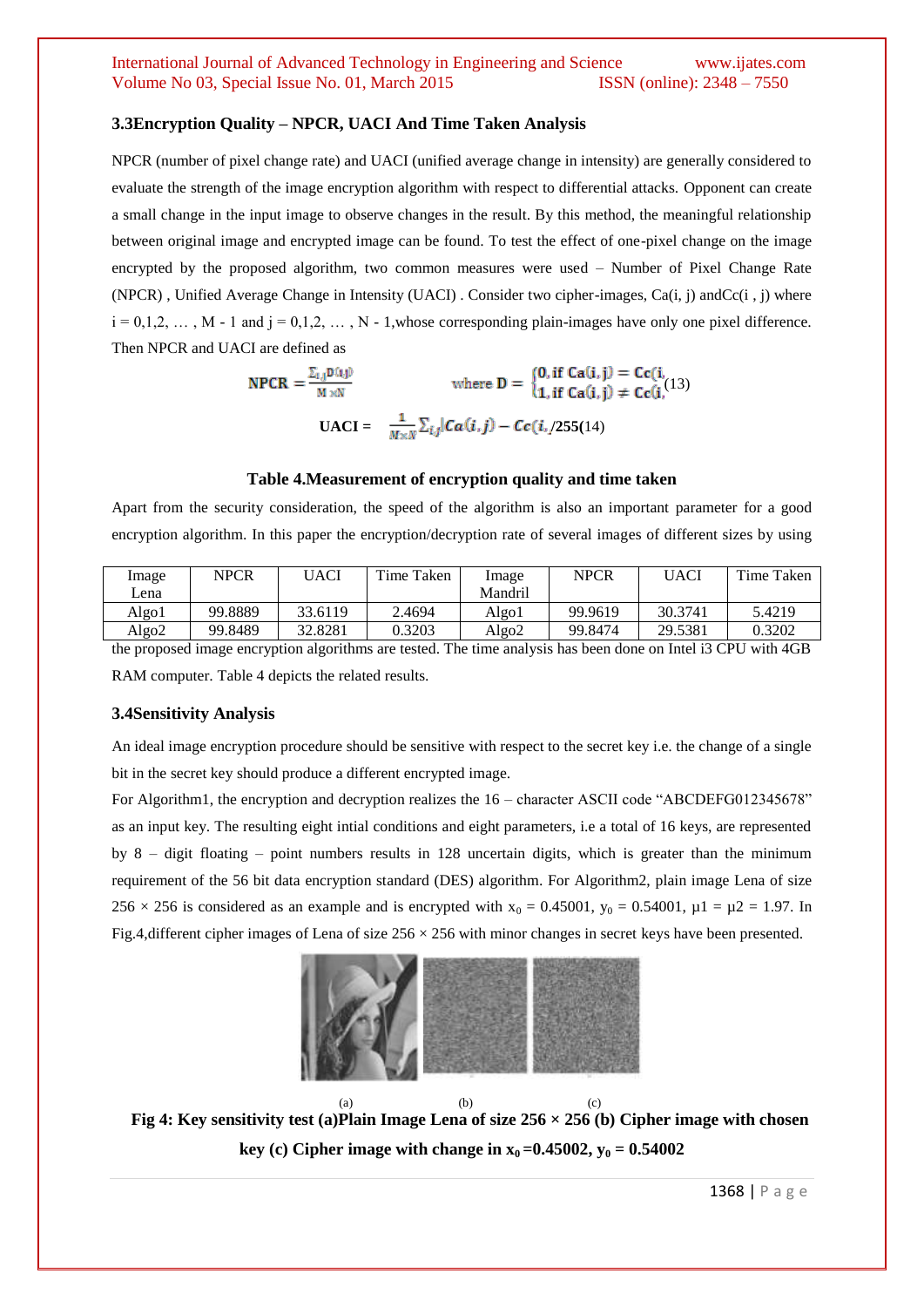### 3.3Encryption Quality – NPCR, UACI And Time Taken Analysis

NPCR (number of pixel change rate) and UACI (unified average change in intensity) are generally considered to evaluate the strength of the image encryption algorithm with respect to differential attacks. Opponent can create a small change in the input image to observe changes in the result. By this method, the meaningful relationship between original image and encrypted image can be found. To test the effect of one-pixel change on the image encrypted by the proposed algorithm, two common measures were used – Number of Pixel Change Rate (NPCR) , Unified Average Change in Intensity (UACI) . Consider two cipher-images, Ca(i, j) andCc(i , j) where i = 0,1,2, … , M - 1 and j = 0,1,2, … , N - 1,whose corresponding plain-images have only one pixel difference. Then NPCR and UACI are defined as

$$\text{NPCR} = \frac{\sum_{i,j} D(i,j)}{M \times N} \qquad \text{where } D = \begin{cases} 0, \text{if } Ca(i,j) = Cc(i, \\ 1, \text{if } Ca(i,j) \neq Cc(i, \end{cases} \quad (13)$$

$$\text{UACI} = \frac{1}{M \times N} \sum_{i,j} |Ca(i,j) - Cc(i, /255 \quad (14)$$

**Table 4.Measurement of encryption quality and time taken**

Apart from the security consideration, the speed of the algorithm is also an important parameter for a good encryption algorithm. In this paper the encryption/decryption rate of several images of different sizes by using the proposed image encryption algorithms are tested. The time analysis has been done on Intel i3 CPU with 4GB RAM computer. Table 4 depicts the related results.

| Image Lena | NPCR | UACI | Time Taken | Image Mandril | NPCR | UACI | Time Taken |
|---|---|---|---|---|---|---|---|
| Algo1 | 99.8889 | 33.6119 | 2.4694 | Algo1 | 99.9619 | 30.3741 | 5.4219 |
| Algo2 | 99.8489 | 32.8281 | 0.3203 | Algo2 | 99.8474 | 29.5381 | 0.3202 |

### 3.4Sensitivity Analysis

An ideal image encryption procedure should be sensitive with respect to the secret key i.e. the change of a single bit in the secret key should produce a different encrypted image.

For Algorithm1, the encryption and decryption realizes the 16 – character ASCII code "ABCDEFG012345678" as an input key. The resulting eight intial conditions and eight parameters, i.e a total of 16 keys, are represented by 8 – digit floating – point numbers results in 128 uncertain digits, which is greater than the minimum requirement of the 56 bit data encryption standard (DES) algorithm. For Algorithm2, plain image Lena of size 256 × 256 is considered as an example and is encrypted with $x_0$ = 0.45001, $y_0$ = 0.54001, μ1 = μ2 = 1.97. In Fig.4,different cipher images of Lena of size 256 × 256 with minor changes in secret keys have been presented.

(a) (b) (c)

**Fig 4: Key sensitivity test (a)Plain Image Lena of size 256 × 256 (b) Cipher image with chosen key (c) Cipher image with change in $x_0$ =0.45002, $y_0$ = 0.54002**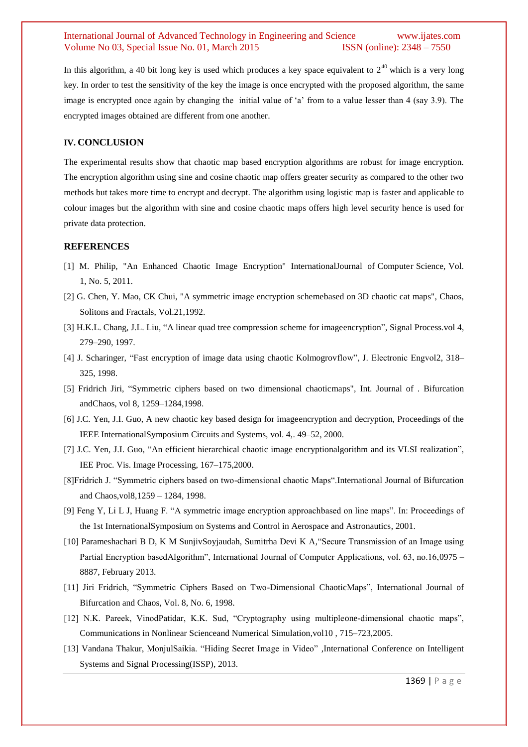In this algorithm, a 40 bit long key is used which produces a key space equivalent to $2^{40}$ which is a very long key. In order to test the sensitivity of the key the image is once encrypted with the proposed algorithm, the same image is encrypted once again by changing the initial value of 'a' from to a value lesser than 4 (say 3.9). The encrypted images obtained are different from one another.

## IV. CONCLUSION

The experimental results show that chaotic map based encryption algorithms are robust for image encryption. The encryption algorithm using sine and cosine chaotic map offers greater security as compared to the other two methods but takes more time to encrypt and decrypt. The algorithm using logistic map is faster and applicable to colour images but the algorithm with sine and cosine chaotic maps offers high level security hence is used for private data protection.

## REFERENCES

[1] M. Philip, "An Enhanced Chaotic Image Encryption" InternationalJournal of Computer Science, Vol. 1, No. 5, 2011.

[2] G. Chen, Y. Mao, CK Chui, "A symmetric image encryption schemebased on 3D chaotic cat maps", Chaos, Solitons and Fractals, Vol.21,1992.

[3] H.K.L. Chang, J.L. Liu, "A linear quad tree compression scheme for imageencryption", Signal Process.vol 4, 279–290, 1997.

[4] J. Scharinger, "Fast encryption of image data using chaotic Kolmogrovflow", J. Electronic Engvol2, 318–325, 1998.

[5] Fridrich Jiri, "Symmetric ciphers based on two dimensional chaoticmaps", Int. Journal of . Bifurcation andChaos, vol 8, 1259–1284,1998.

[6] J.C. Yen, J.I. Guo, A new chaotic key based design for imageencryption and decryption, Proceedings of the IEEE InternationalSymposium Circuits and Systems, vol. 4,. 49–52, 2000.

[7] J.C. Yen, J.I. Guo, "An efficient hierarchical chaotic image encryptionalgorithm and its VLSI realization", IEE Proc. Vis. Image Processing, 167–175,2000.

[8]Fridrich J. "Symmetric ciphers based on two-dimensional chaotic Maps".International Journal of Bifurcation and Chaos,vol8,1259 – 1284, 1998.

[9] Feng Y, Li L J, Huang F. "A symmetric image encryption approachbased on line maps". In: Proceedings of the 1st InternationalSymposium on Systems and Control in Aerospace and Astronautics, 2001.

[10] Parameshachari B D, K M SunjivSoyjaudah, Sumitrha Devi K A,"Secure Transmission of an Image using Partial Encryption basedAlgorithm", International Journal of Computer Applications, vol. 63, no.16,0975 – 8887, February 2013.

[11] Jiri Fridrich, "Symmetric Ciphers Based on Two-Dimensional ChaoticMaps", International Journal of Bifurcation and Chaos, Vol. 8, No. 6, 1998.

[12] N.K. Pareek, VinodPatidar, K.K. Sud, "Cryptography using multipleone-dimensional chaotic maps", Communications in Nonlinear Scienceand Numerical Simulation,vol10 , 715–723,2005.

[13] Vandana Thakur, MonjulSaikia. "Hiding Secret Image in Video" ,International Conference on Intelligent Systems and Signal Processing(ISSP), 2013.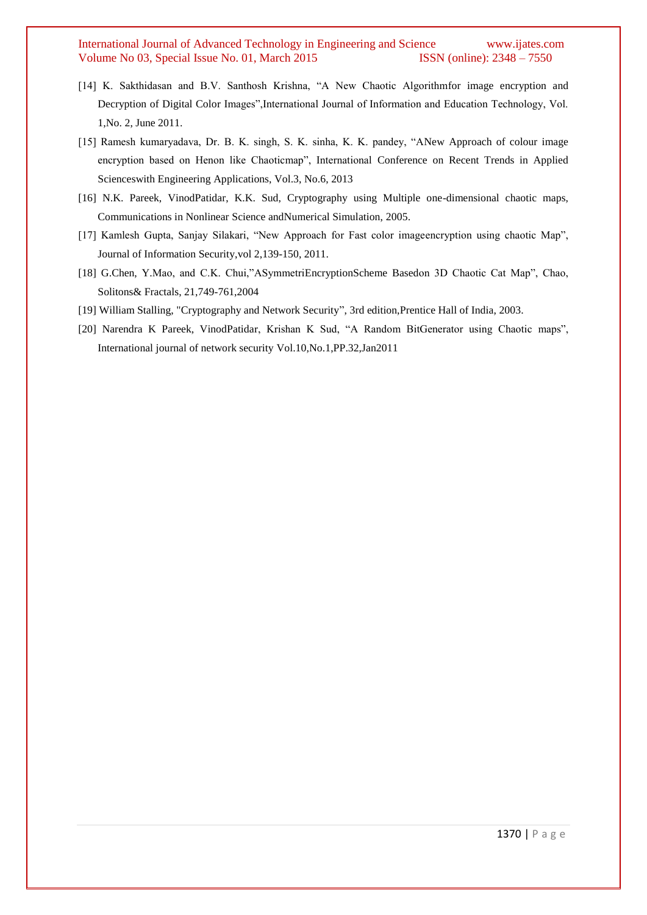[14] K. Sakthidasan and B.V. Santhosh Krishna, “A New Chaotic Algorithmfor image encryption and Decryption of Digital Color Images”,International Journal of Information and Education Technology, Vol. 1,No. 2, June 2011.

[15] Ramesh kumaryadava, Dr. B. K. singh, S. K. sinha, K. K. pandey, “ANew Approach of colour image encryption based on Henon like Chaoticmap”, International Conference on Recent Trends in Applied Scienceswith Engineering Applications, Vol.3, No.6, 2013

[16] N.K. Pareek, VinodPatidar, K.K. Sud, Cryptography using Multiple one-dimensional chaotic maps, Communications in Nonlinear Science andNumerical Simulation, 2005.

[17] Kamlesh Gupta, Sanjay Silakari, “New Approach for Fast color imageencryption using chaotic Map”, Journal of Information Security,vol 2,139-150, 2011.

[18] G.Chen, Y.Mao, and C.K. Chui,”ASymmetriEncryptionScheme Basedon 3D Chaotic Cat Map”, Chao, Solitons& Fractals, 21,749-761,2004

[19] William Stalling, "Cryptography and Network Security”, 3rd edition,Prentice Hall of India, 2003.

[20] Narendra K Pareek, VinodPatidar, Krishan K Sud, “A Random BitGenerator using Chaotic maps”, International journal of network security Vol.10,No.1,PP.32,Jan2011